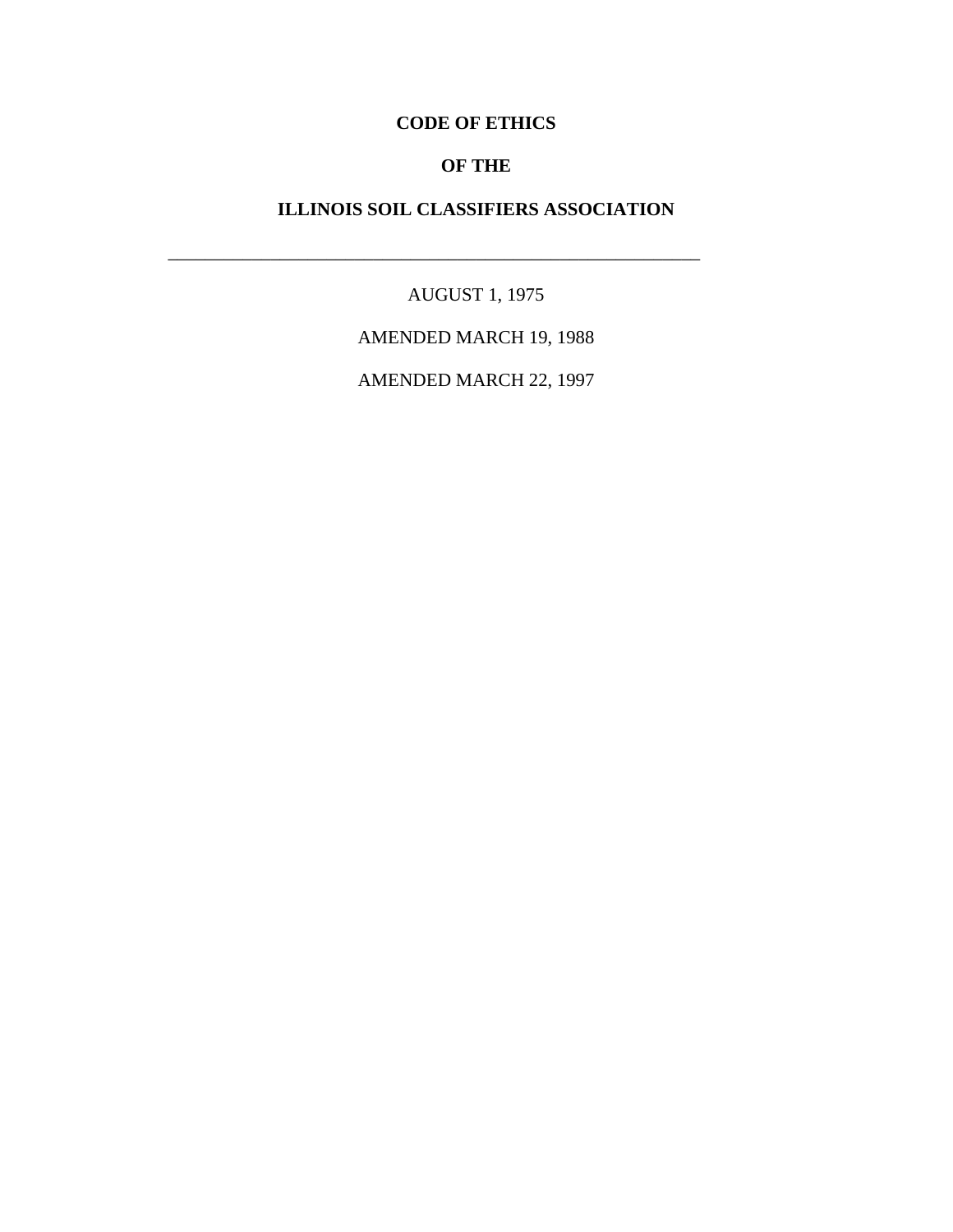# CODE OF ETHICS

# OF THE

# ILLINOIS SOIL CLASSIFIERS ASSOCIATION

---

AUGUST 1, 1975

AMENDED MARCH 19, 1988

AMENDED MARCH 22, 1997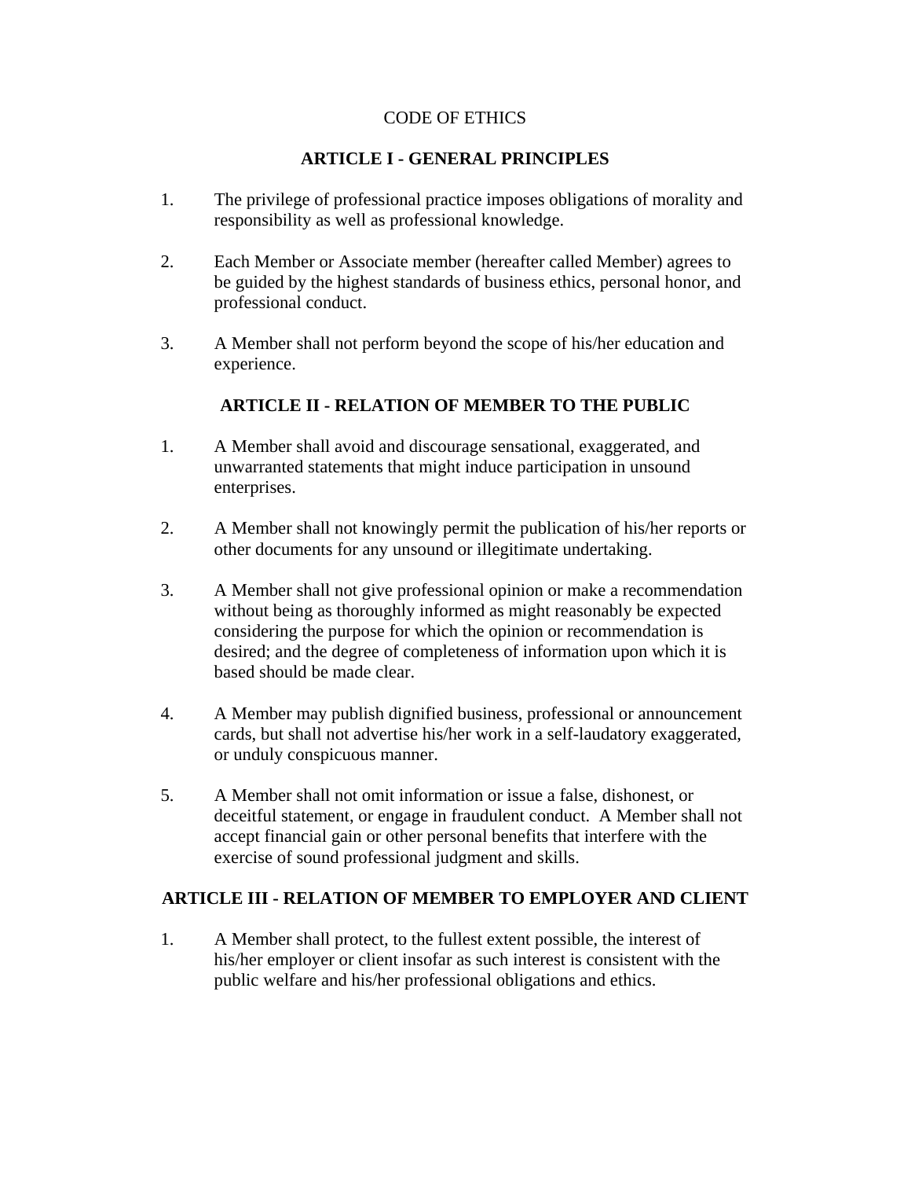# CODE OF ETHICS

## ARTICLE I - GENERAL PRINCIPLES

1. The privilege of professional practice imposes obligations of morality and responsibility as well as professional knowledge.

2. Each Member or Associate member (hereafter called Member) agrees to be guided by the highest standards of business ethics, personal honor, and professional conduct.

3. A Member shall not perform beyond the scope of his/her education and experience.

## ARTICLE II - RELATION OF MEMBER TO THE PUBLIC

1. A Member shall avoid and discourage sensational, exaggerated, and unwarranted statements that might induce participation in unsound enterprises.

2. A Member shall not knowingly permit the publication of his/her reports or other documents for any unsound or illegitimate undertaking.

3. A Member shall not give professional opinion or make a recommendation without being as thoroughly informed as might reasonably be expected considering the purpose for which the opinion or recommendation is desired; and the degree of completeness of information upon which it is based should be made clear.

4. A Member may publish dignified business, professional or announcement cards, but shall not advertise his/her work in a self-laudatory exaggerated, or unduly conspicuous manner.

5. A Member shall not omit information or issue a false, dishonest, or deceitful statement, or engage in fraudulent conduct. A Member shall not accept financial gain or other personal benefits that interfere with the exercise of sound professional judgment and skills.

## ARTICLE III - RELATION OF MEMBER TO EMPLOYER AND CLIENT

1. A Member shall protect, to the fullest extent possible, the interest of his/her employer or client insofar as such interest is consistent with the public welfare and his/her professional obligations and ethics.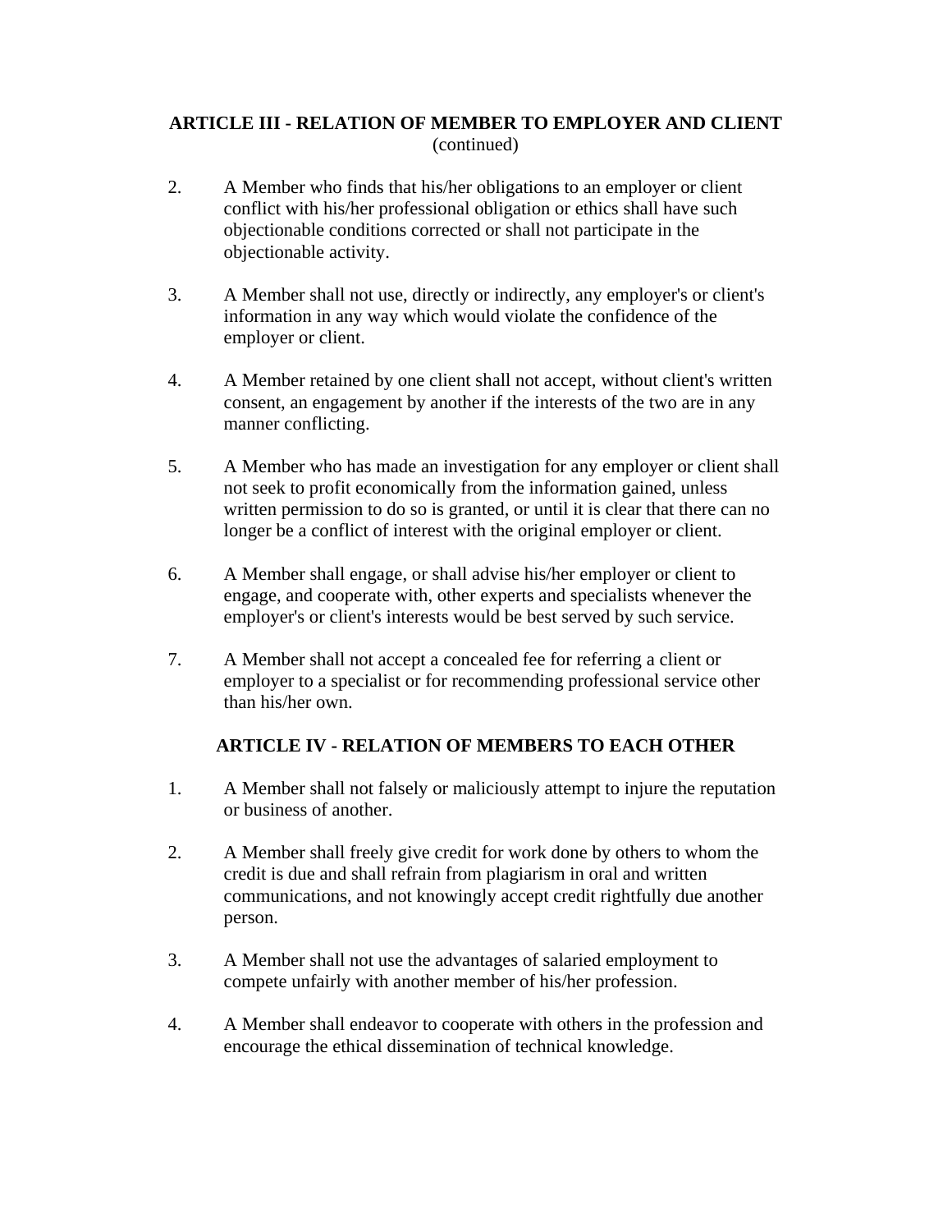## ARTICLE III - RELATION OF MEMBER TO EMPLOYER AND CLIENT
(continued)

2. A Member who finds that his/her obligations to an employer or client conflict with his/her professional obligation or ethics shall have such objectionable conditions corrected or shall not participate in the objectionable activity.

3. A Member shall not use, directly or indirectly, any employer's or client's information in any way which would violate the confidence of the employer or client.

4. A Member retained by one client shall not accept, without client's written consent, an engagement by another if the interests of the two are in any manner conflicting.

5. A Member who has made an investigation for any employer or client shall not seek to profit economically from the information gained, unless written permission to do so is granted, or until it is clear that there can no longer be a conflict of interest with the original employer or client.

6. A Member shall engage, or shall advise his/her employer or client to engage, and cooperate with, other experts and specialists whenever the employer's or client's interests would be best served by such service.

7. A Member shall not accept a concealed fee for referring a client or employer to a specialist or for recommending professional service other than his/her own.

## ARTICLE IV - RELATION OF MEMBERS TO EACH OTHER

1. A Member shall not falsely or maliciously attempt to injure the reputation or business of another.

2. A Member shall freely give credit for work done by others to whom the credit is due and shall refrain from plagiarism in oral and written communications, and not knowingly accept credit rightfully due another person.

3. A Member shall not use the advantages of salaried employment to compete unfairly with another member of his/her profession.

4. A Member shall endeavor to cooperate with others in the profession and encourage the ethical dissemination of technical knowledge.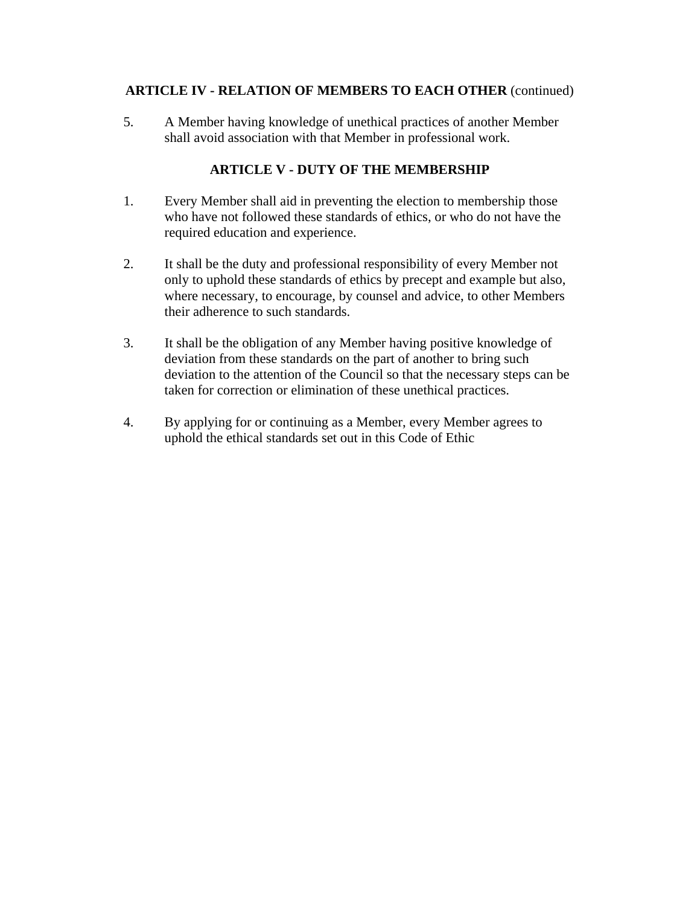**ARTICLE IV - RELATION OF MEMBERS TO EACH OTHER** (continued)

5. A Member having knowledge of unethical practices of another Member shall avoid association with that Member in professional work.

## ARTICLE V - DUTY OF THE MEMBERSHIP

1. Every Member shall aid in preventing the election to membership those who have not followed these standards of ethics, or who do not have the required education and experience.

2. It shall be the duty and professional responsibility of every Member not only to uphold these standards of ethics by precept and example but also, where necessary, to encourage, by counsel and advice, to other Members their adherence to such standards.

3. It shall be the obligation of any Member having positive knowledge of deviation from these standards on the part of another to bring such deviation to the attention of the Council so that the necessary steps can be taken for correction or elimination of these unethical practices.

4. By applying for or continuing as a Member, every Member agrees to uphold the ethical standards set out in this Code of Ethic